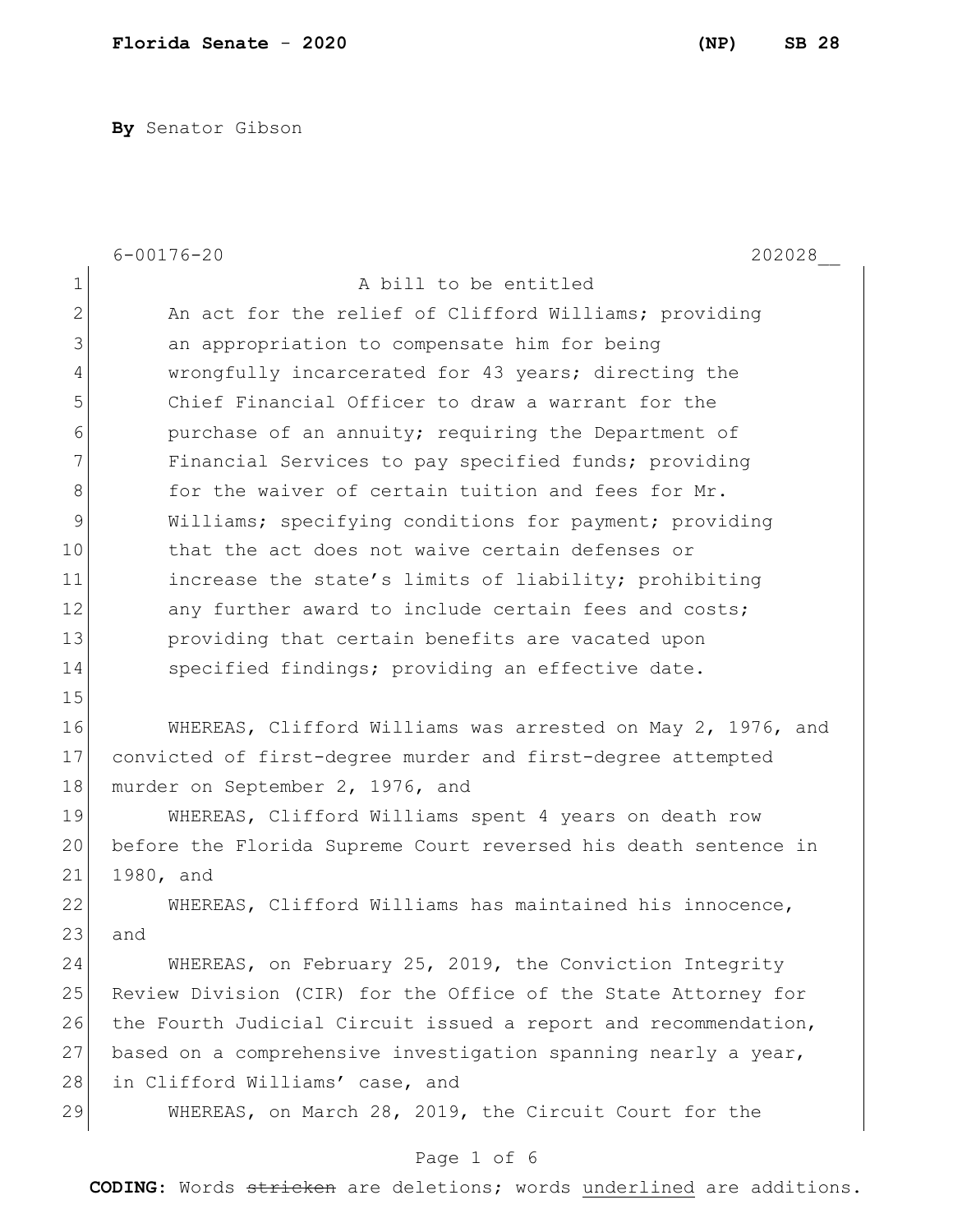**Florida Senate - 2020** **(NP) SB 28**

**By** Senator Gibson

6-00176-20 202028__

A bill to be entitled

An act for the relief of Clifford Williams; providing an appropriation to compensate him for being wrongfully incarcerated for 43 years; directing the Chief Financial Officer to draw a warrant for the purchase of an annuity; requiring the Department of Financial Services to pay specified funds; providing for the waiver of certain tuition and fees for Mr. Williams; specifying conditions for payment; providing that the act does not waive certain defenses or increase the state's limits of liability; prohibiting any further award to include certain fees and costs; providing that certain benefits are vacated upon specified findings; providing an effective date.

WHEREAS, Clifford Williams was arrested on May 2, 1976, and convicted of first-degree murder and first-degree attempted murder on September 2, 1976, and

WHEREAS, Clifford Williams spent 4 years on death row before the Florida Supreme Court reversed his death sentence in 1980, and

WHEREAS, Clifford Williams has maintained his innocence, and

WHEREAS, on February 25, 2019, the Conviction Integrity Review Division (CIR) for the Office of the State Attorney for the Fourth Judicial Circuit issued a report and recommendation, based on a comprehensive investigation spanning nearly a year, in Clifford Williams' case, and

WHEREAS, on March 28, 2019, the Circuit Court for the

**CODING:** Words ~~stricken~~ are deletions; words <u>underlined</u> are additions.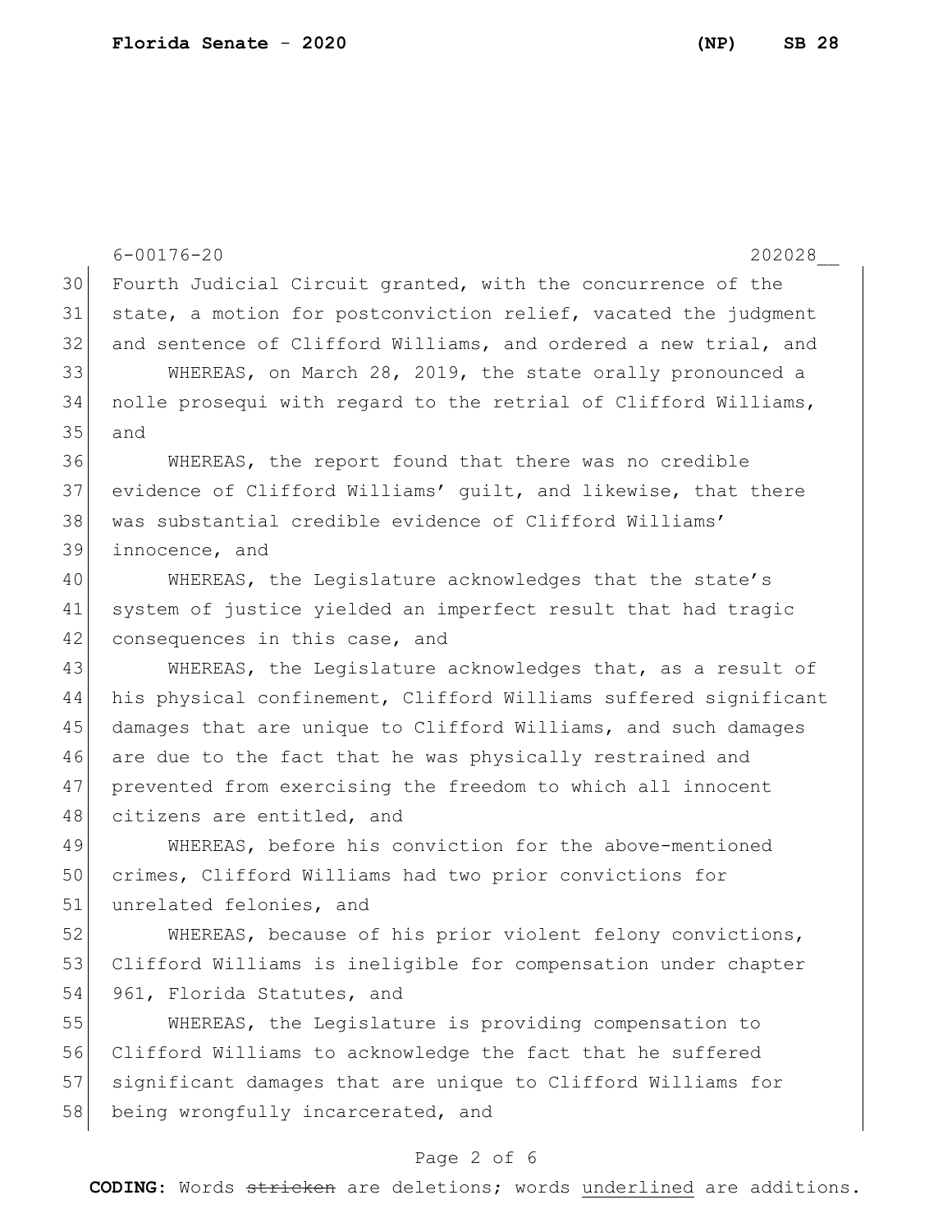Fourth Judicial Circuit granted, with the concurrence of the state, a motion for postconviction relief, vacated the judgment and sentence of Clifford Williams, and ordered a new trial, and

WHEREAS, on March 28, 2019, the state orally pronounced a nolle prosequi with regard to the retrial of Clifford Williams, and

WHEREAS, the report found that there was no credible evidence of Clifford Williams' guilt, and likewise, that there was substantial credible evidence of Clifford Williams' innocence, and

WHEREAS, the Legislature acknowledges that the state's system of justice yielded an imperfect result that had tragic consequences in this case, and

WHEREAS, the Legislature acknowledges that, as a result of his physical confinement, Clifford Williams suffered significant damages that are unique to Clifford Williams, and such damages are due to the fact that he was physically restrained and prevented from exercising the freedom to which all innocent citizens are entitled, and

WHEREAS, before his conviction for the above-mentioned crimes, Clifford Williams had two prior convictions for unrelated felonies, and

WHEREAS, because of his prior violent felony convictions, Clifford Williams is ineligible for compensation under chapter 961, Florida Statutes, and

WHEREAS, the Legislature is providing compensation to Clifford Williams to acknowledge the fact that he suffered significant damages that are unique to Clifford Williams for being wrongfully incarcerated, and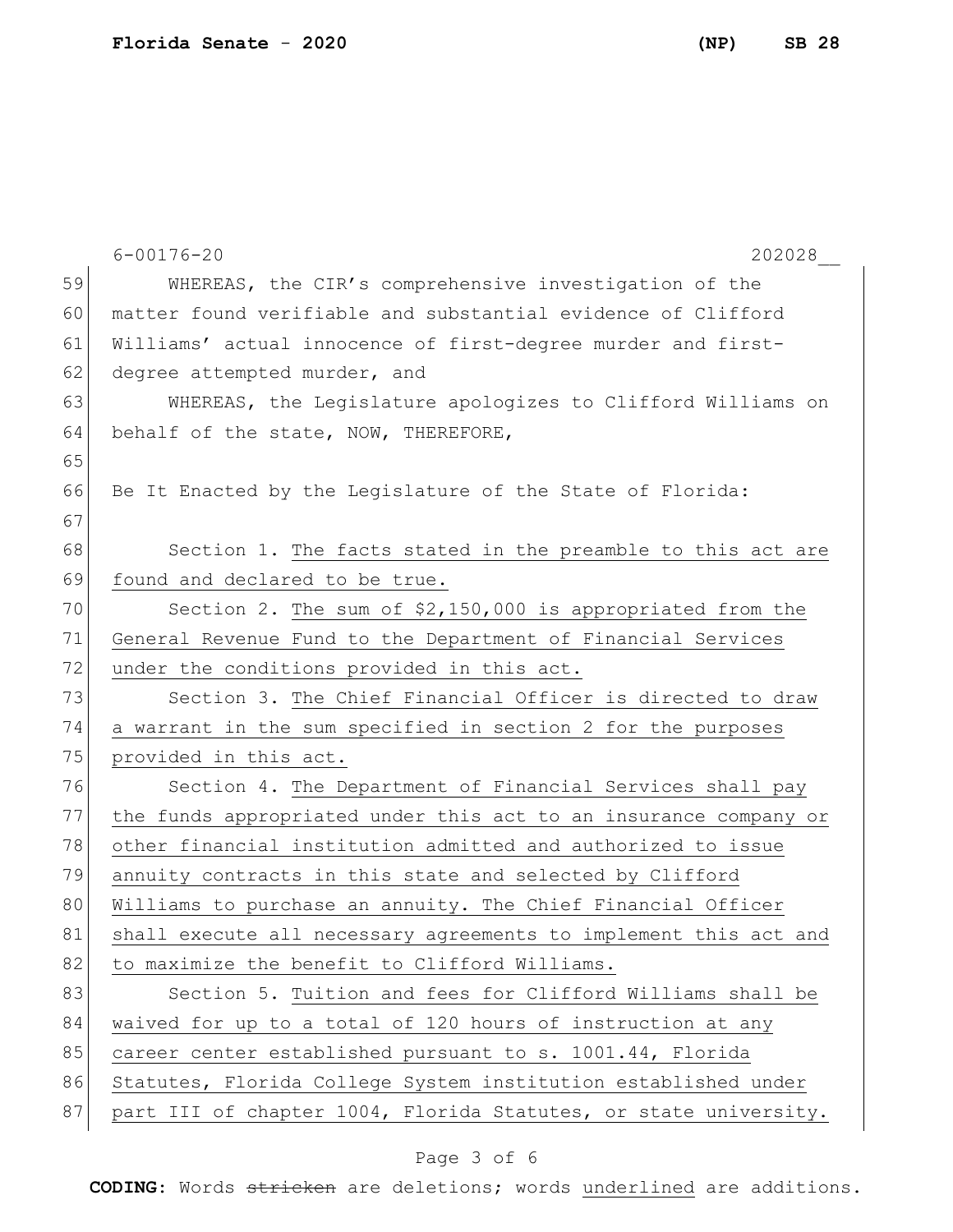WHEREAS, the CIR's comprehensive investigation of the matter found verifiable and substantial evidence of Clifford Williams' actual innocence of first-degree murder and first-degree attempted murder, and

WHEREAS, the Legislature apologizes to Clifford Williams on behalf of the state, NOW, THEREFORE,

Be It Enacted by the Legislature of the State of Florida:

Section 1. The facts stated in the preamble to this act are found and declared to be true.

Section 2. The sum of $2,150,000 is appropriated from the General Revenue Fund to the Department of Financial Services under the conditions provided in this act.

Section 3. The Chief Financial Officer is directed to draw a warrant in the sum specified in section 2 for the purposes provided in this act.

Section 4. The Department of Financial Services shall pay the funds appropriated under this act to an insurance company or other financial institution admitted and authorized to issue annuity contracts in this state and selected by Clifford Williams to purchase an annuity. The Chief Financial Officer shall execute all necessary agreements to implement this act and to maximize the benefit to Clifford Williams.

Section 5. Tuition and fees for Clifford Williams shall be waived for up to a total of 120 hours of instruction at any career center established pursuant to s. 1001.44, Florida Statutes, Florida College System institution established under part III of chapter 1004, Florida Statutes, or state university.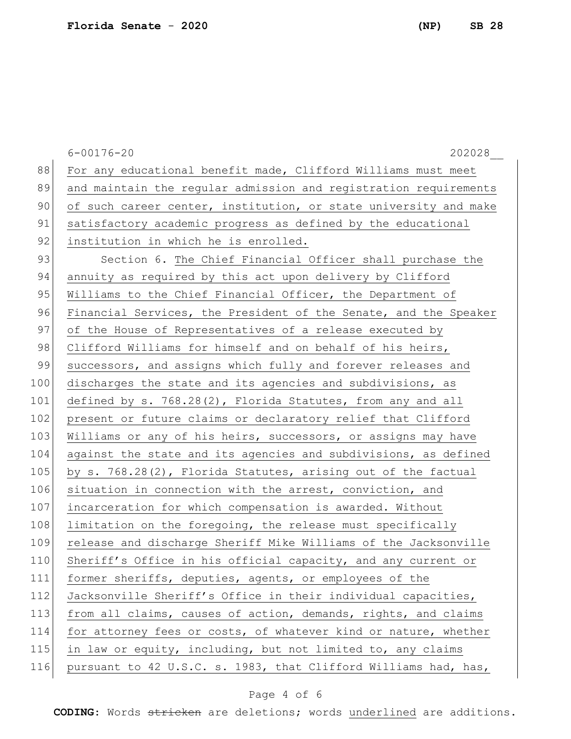For any educational benefit made, Clifford Williams must meet and maintain the regular admission and registration requirements of such career center, institution, or state university and make satisfactory academic progress as defined by the educational institution in which he is enrolled.

Section 6. The Chief Financial Officer shall purchase the annuity as required by this act upon delivery by Clifford Williams to the Chief Financial Officer, the Department of Financial Services, the President of the Senate, and the Speaker of the House of Representatives of a release executed by Clifford Williams for himself and on behalf of his heirs, successors, and assigns which fully and forever releases and discharges the state and its agencies and subdivisions, as defined by s. 768.28(2), Florida Statutes, from any and all present or future claims or declaratory relief that Clifford Williams or any of his heirs, successors, or assigns may have against the state and its agencies and subdivisions, as defined by s. 768.28(2), Florida Statutes, arising out of the factual situation in connection with the arrest, conviction, and incarceration for which compensation is awarded. Without limitation on the foregoing, the release must specifically release and discharge Sheriff Mike Williams of the Jacksonville Sheriff's Office in his official capacity, and any current or former sheriffs, deputies, agents, or employees of the Jacksonville Sheriff's Office in their individual capacities, from all claims, causes of action, demands, rights, and claims for attorney fees or costs, of whatever kind or nature, whether in law or equity, including, but not limited to, any claims pursuant to 42 U.S.C. s. 1983, that Clifford Williams had, has,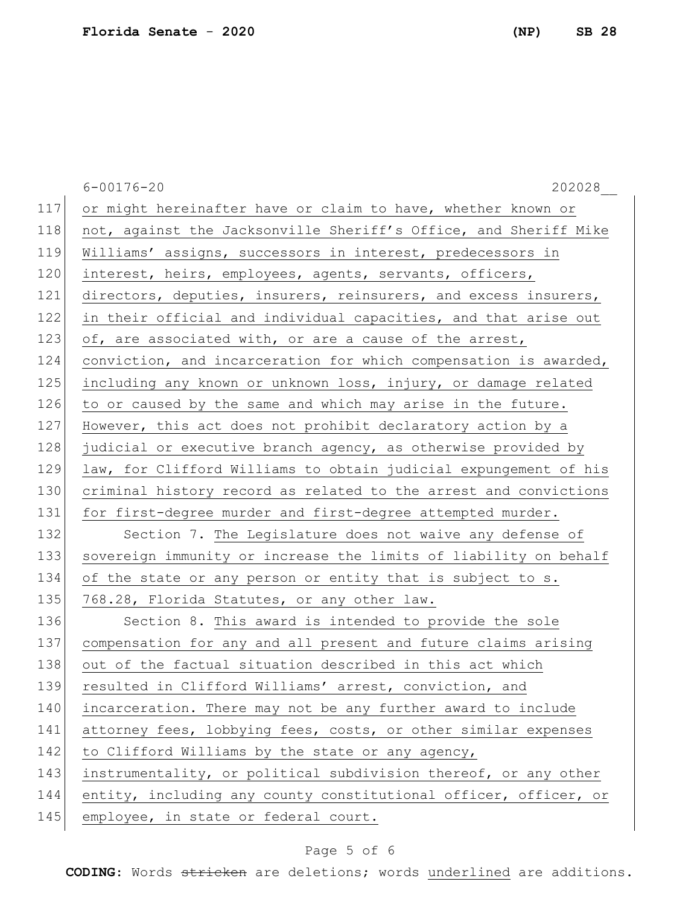or might hereinafter have or claim to have, whether known or not, against the Jacksonville Sheriff's Office, and Sheriff Mike Williams' assigns, successors in interest, predecessors in interest, heirs, employees, agents, servants, officers, directors, deputies, insurers, reinsurers, and excess insurers, in their official and individual capacities, and that arise out of, are associated with, or are a cause of the arrest, conviction, and incarceration for which compensation is awarded, including any known or unknown loss, injury, or damage related to or caused by the same and which may arise in the future. However, this act does not prohibit declaratory action by a judicial or executive branch agency, as otherwise provided by law, for Clifford Williams to obtain judicial expungement of his criminal history record as related to the arrest and convictions for first-degree murder and first-degree attempted murder.

Section 7. The Legislature does not waive any defense of sovereign immunity or increase the limits of liability on behalf of the state or any person or entity that is subject to s. 768.28, Florida Statutes, or any other law.

Section 8. This award is intended to provide the sole compensation for any and all present and future claims arising out of the factual situation described in this act which resulted in Clifford Williams' arrest, conviction, and incarceration. There may not be any further award to include attorney fees, lobbying fees, costs, or other similar expenses to Clifford Williams by the state or any agency, instrumentality, or political subdivision thereof, or any other entity, including any county constitutional officer, officer, or employee, in state or federal court.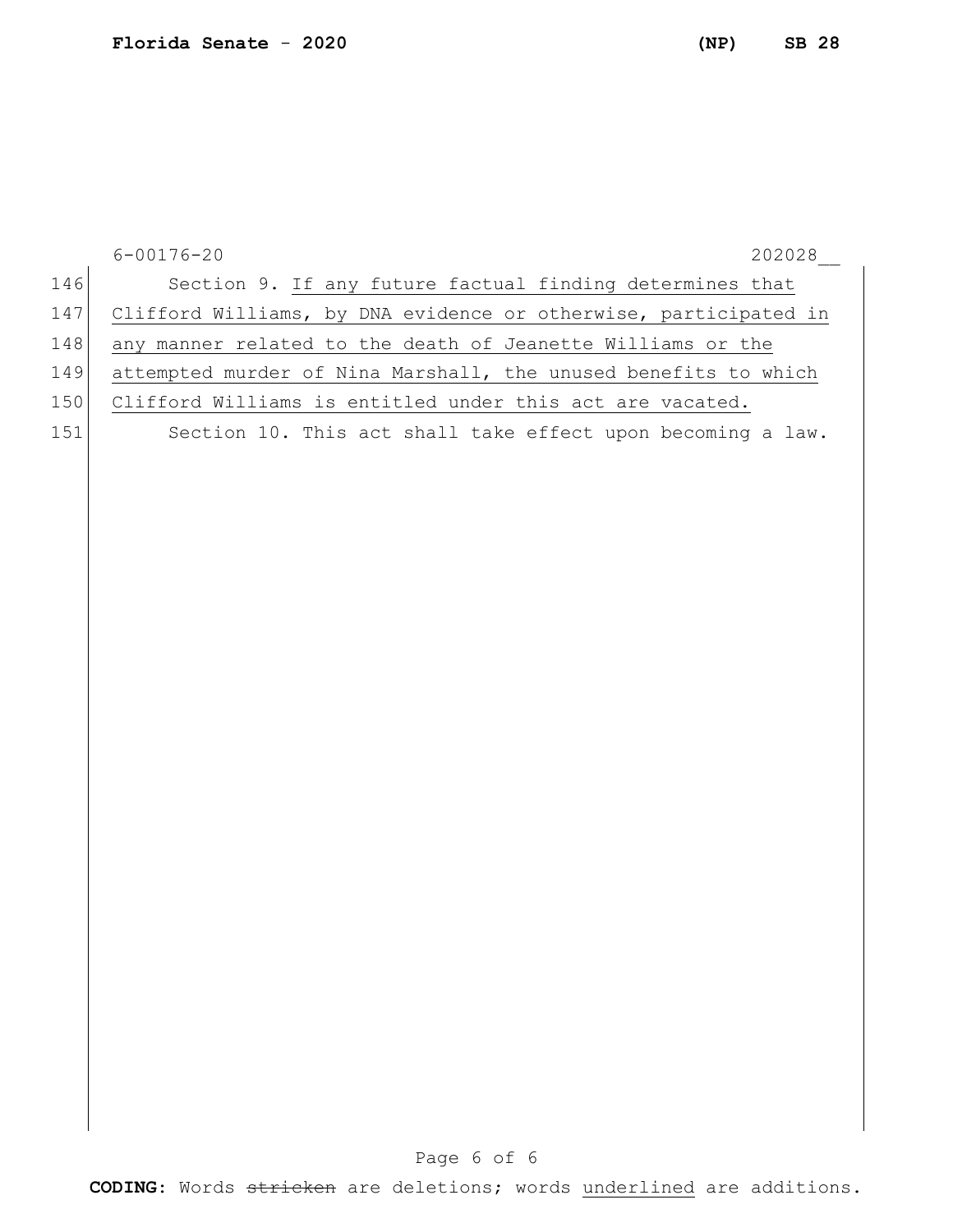Section 9. If any future factual finding determines that Clifford Williams, by DNA evidence or otherwise, participated in any manner related to the death of Jeanette Williams or the attempted murder of Nina Marshall, the unused benefits to which Clifford Williams is entitled under this act are vacated.

Section 10. This act shall take effect upon becoming a law.